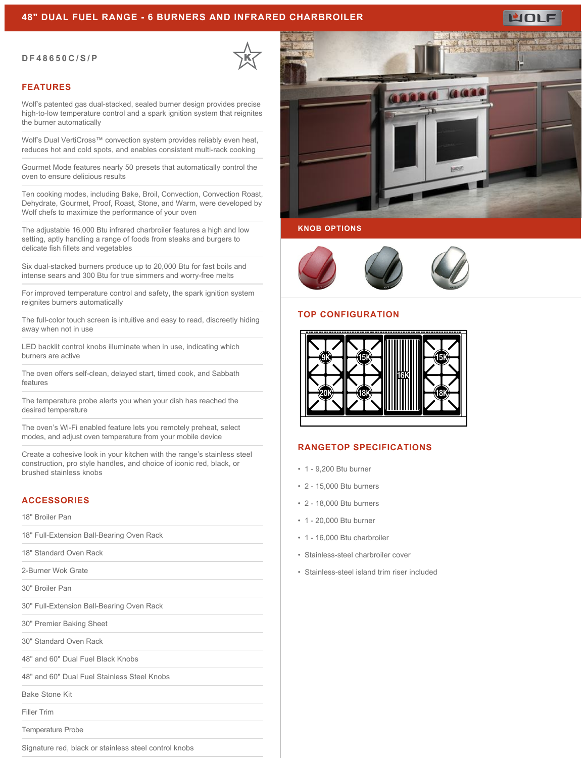# 48" DUAL FUEL RANGE - 6 BURNERS AND INFRARED CHARBROILER

DF48650C/S/P

## FEATURES

Wolf's patented gas dual-stacked, sealed burner design provides precise high-to-low temperature control and a spark ignition system that reignites the burner automatically

Wolf's Dual VertiCross™ convection system provides reliably even heat, reduces hot and cold spots, and enables consistent multi-rack cooking

Gourmet Mode features nearly 50 presets that automatically control the oven to ensure delicious results

Ten cooking modes, including Bake, Broil, Convection, Convection Roast, Dehydrate, Gourmet, Proof, Roast, Stone, and Warm, were developed by Wolf chefs to maximize the performance of your oven

The adjustable 16,000 Btu infrared charbroiler features a high and low setting, aptly handling a range of foods from steaks and burgers to delicate fish fillets and vegetables

Six dual-stacked burners produce up to 20,000 Btu for fast boils and intense sears and 300 Btu for true simmers and worry-free melts

For improved temperature control and safety, the spark ignition system reignites burners automatically

The full-color touch screen is intuitive and easy to read, discreetly hiding away when not in use

LED backlit control knobs illuminate when in use, indicating which burners are active

The oven offers self-clean, delayed start, timed cook, and Sabbath features

The temperature probe alerts you when your dish has reached the desired temperature

The oven's Wi-Fi enabled feature lets you remotely preheat, select modes, and adjust oven temperature from your mobile device

Create a cohesive look in your kitchen with the range's stainless steel construction, pro style handles, and choice of iconic red, black, or brushed stainless knobs

## ACCESSORIES

18" Broiler Pan

18" Full-Extension Ball-Bearing Oven Rack

18" Standard Oven Rack

2-Burner Wok Grate

30" Broiler Pan

30" Full-Extension Ball-Bearing Oven Rack

30" Premier Baking Sheet

30" Standard Oven Rack

48" and 60" Dual Fuel Black Knobs

48" and 60" Dual Fuel Stainless Steel Knobs

Bake Stone Kit

Filler Trim

Temperature Probe

Signature red, black or stainless steel control knobs

## KNOB OPTIONS

## TOP CONFIGURATION

## RANGETOP SPECIFICATIONS

- 1 - 9,200 Btu burner
- 2 - 15,000 Btu burners
- 2 - 18,000 Btu burners
- 1 - 20,000 Btu burner
- 1 - 16,000 Btu charbroiler
- Stainless-steel charbroiler cover
- Stainless-steel island trim riser included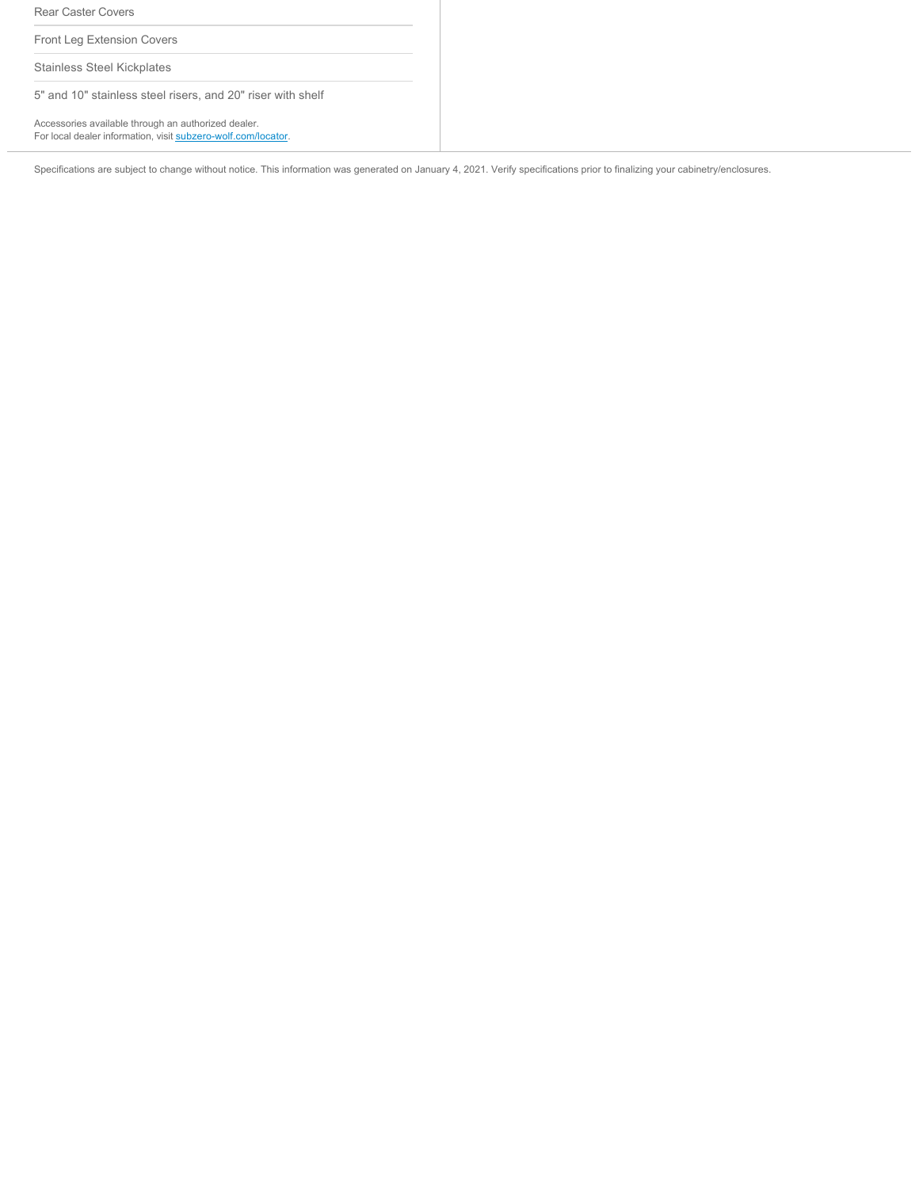Rear Caster Covers

Front Leg Extension Covers

Stainless Steel Kickplates

5" and 10" stainless steel risers, and 20" riser with shelf

Accessories available through an authorized dealer.
For local dealer information, visit [subzero-wolf.com/locator](subzero-wolf.com/locator).

Specifications are subject to change without notice. This information was generated on January 4, 2021. Verify specifications prior to finalizing your cabinetry/enclosures.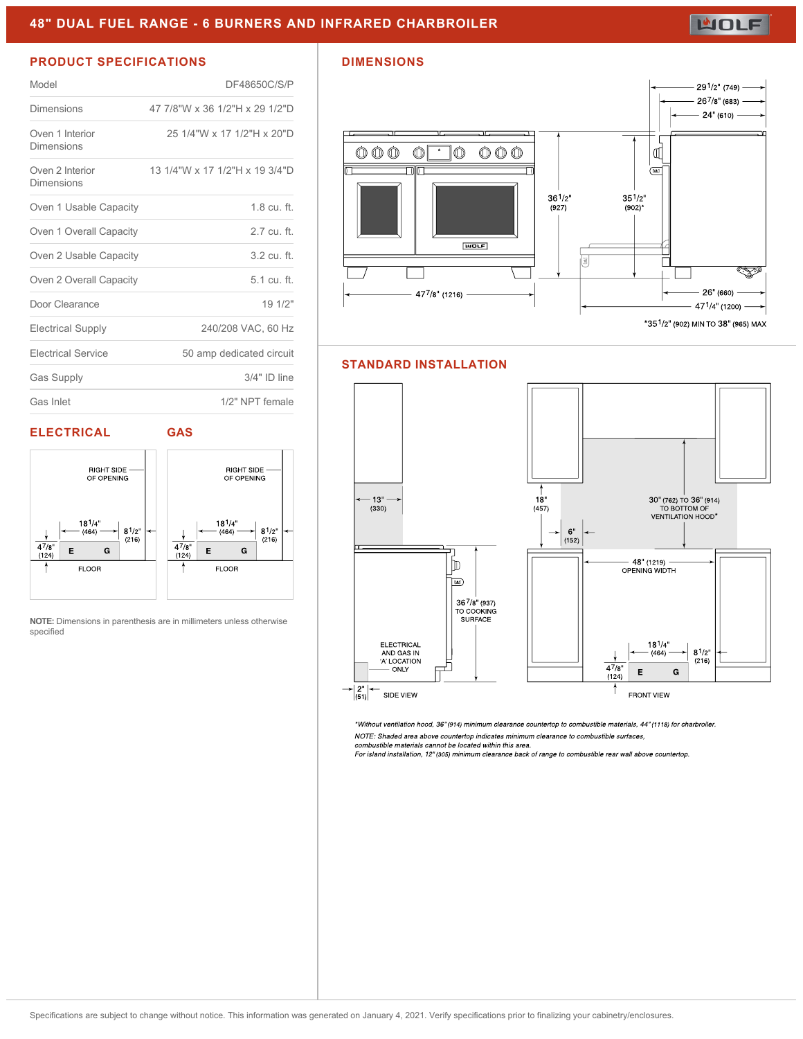# 48" DUAL FUEL RANGE - 6 BURNERS AND INFRARED CHARBROILER

## PRODUCT SPECIFICATIONS

| | |
|---|---|
| Model | DF48650C/S/P |
| Dimensions | 47 7/8"W x 36 1/2"H x 29 1/2"D |
| Oven 1 Interior Dimensions | 25 1/4"W x 17 1/2"H x 20"D |
| Oven 2 Interior Dimensions | 13 1/4"W x 17 1/2"H x 19 3/4"D |
| Oven 1 Usable Capacity | 1.8 cu. ft. |
| Oven 1 Overall Capacity | 2.7 cu. ft. |
| Oven 2 Usable Capacity | 3.2 cu. ft. |
| Oven 2 Overall Capacity | 5.1 cu. ft. |
| Door Clearance | 19 1/2" |
| Electrical Supply | 240/208 VAC, 60 Hz |
| Electrical Service | 50 amp dedicated circuit |
| Gas Supply | 3/4" ID line |
| Gas Inlet | 1/2" NPT female |

## ELECTRICAL

RIGHT SIDE OF OPENING
18 1/4" (464)
8 1/2" (216)
4 7/8" (124)
E G
FLOOR

## GAS

RIGHT SIDE OF OPENING
18 1/4" (464)
8 1/2" (216)
4 7/8" (124)
E G
FLOOR

**NOTE:** Dimensions in parenthesis are in millimeters unless otherwise specified

## DIMENSIONS

29 1/2" (749)
26 7/8" (683)
24" (610)
36 1/2" (927)
35 1/2" (902)*
47 7/8" (1216)
26" (660)
47 1/4" (1200)

*35 1/2" (902) MIN TO 38" (965) MAX

## STANDARD INSTALLATION

13" (330)
36 7/8" (937) TO COOKING SURFACE
ELECTRICAL AND GAS IN 'A' LOCATION ONLY
2" (51)
SIDE VIEW

18" (457)
6" (152)
30" (762) TO 36" (914) TO BOTTOM OF VENTILATION HOOD*
48" (1219) OPENING WIDTH
18 1/4" (464)
8 1/2" (216)
4 7/8" (124)
E G
FRONT VIEW

*\*Without ventilation hood, 36" (914) minimum clearance countertop to combustible materials, 44" (1118) for charbroiler.*

*NOTE: Shaded area above countertop indicates minimum clearance to combustible surfaces, combustible materials cannot be located within this area.*

*For island installation, 12" (305) minimum clearance back of range to combustible rear wall above countertop.*

Specifications are subject to change without notice. This information was generated on January 4, 2021. Verify specifications prior to finalizing your cabinetry/enclosures.